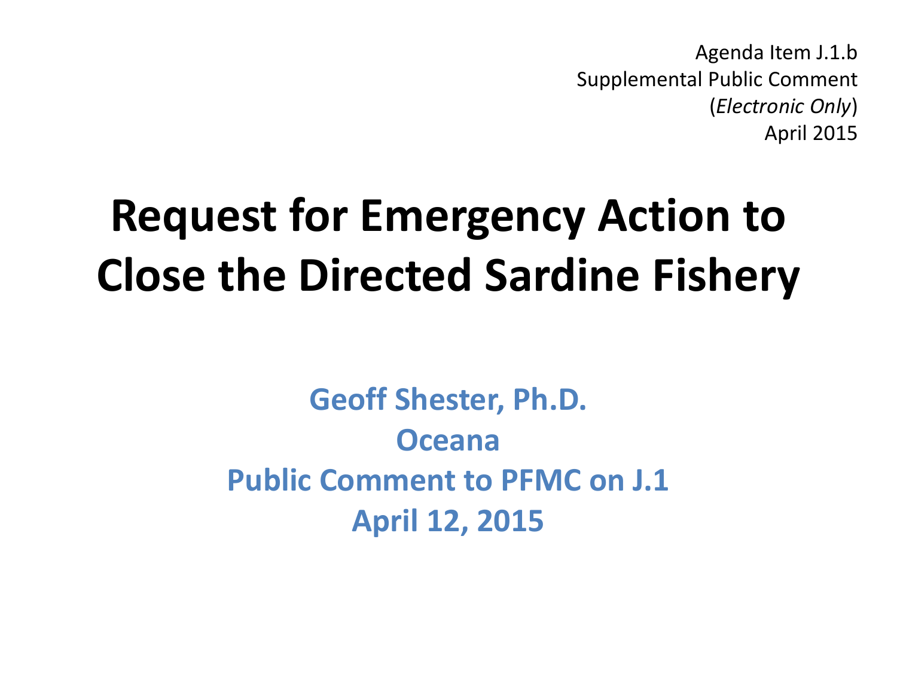Agenda Item J.1.b
Supplemental Public Comment
(*Electronic Only*)
April 2015

# Request for Emergency Action to Close the Directed Sardine Fishery

**Geoff Shester, Ph.D.**

**Oceana**

**Public Comment to PFMC on J.1**

**April 12, 2015**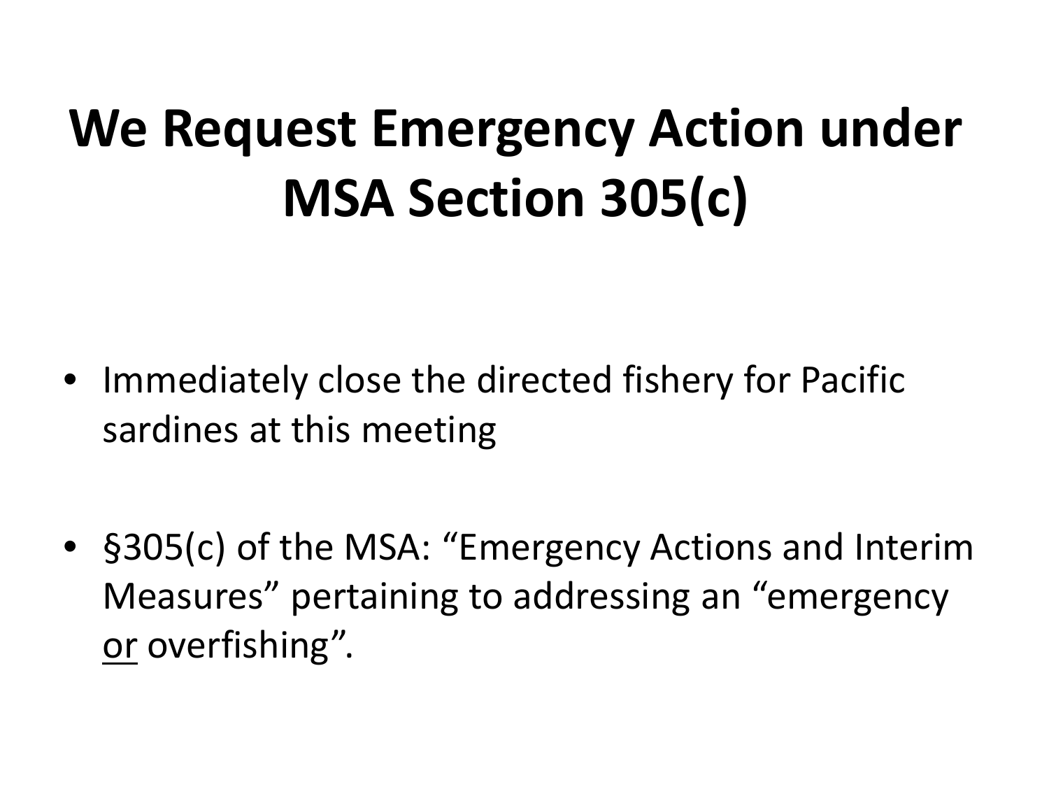# We Request Emergency Action under MSA Section 305(c)

- Immediately close the directed fishery for Pacific sardines at this meeting

- §305(c) of the MSA: "Emergency Actions and Interim Measures" pertaining to addressing an "emergency <u>or</u> overfishing".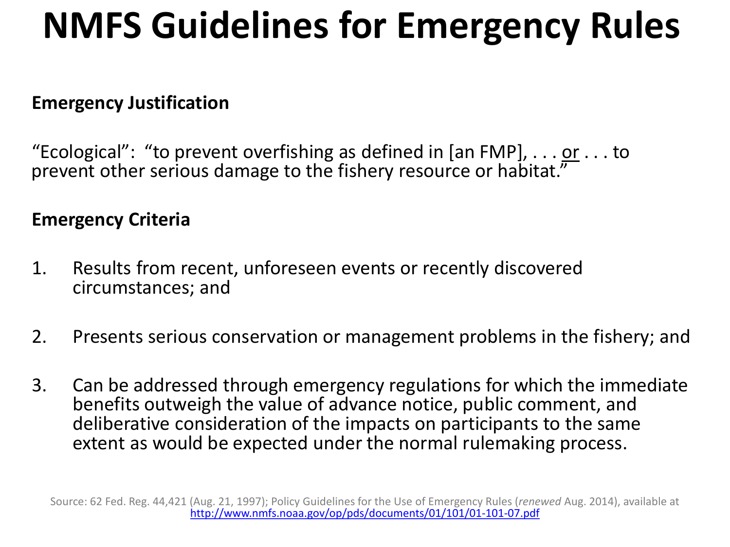# NMFS Guidelines for Emergency Rules

**Emergency Justification**

"Ecological": "to prevent overfishing as defined in [an FMP], . . . or . . . to prevent other serious damage to the fishery resource or habitat."

**Emergency Criteria**

1. Results from recent, unforeseen events or recently discovered circumstances; and
2. Presents serious conservation or management problems in the fishery; and
3. Can be addressed through emergency regulations for which the immediate benefits outweigh the value of advance notice, public comment, and deliberative consideration of the impacts on participants to the same extent as would be expected under the normal rulemaking process.

Source: 62 Fed. Reg. 44,421 (Aug. 21, 1997); Policy Guidelines for the Use of Emergency Rules (*renewed* Aug. 2014), available at http://www.nmfs.noaa.gov/op/pds/documents/01/101/01-101-07.pdf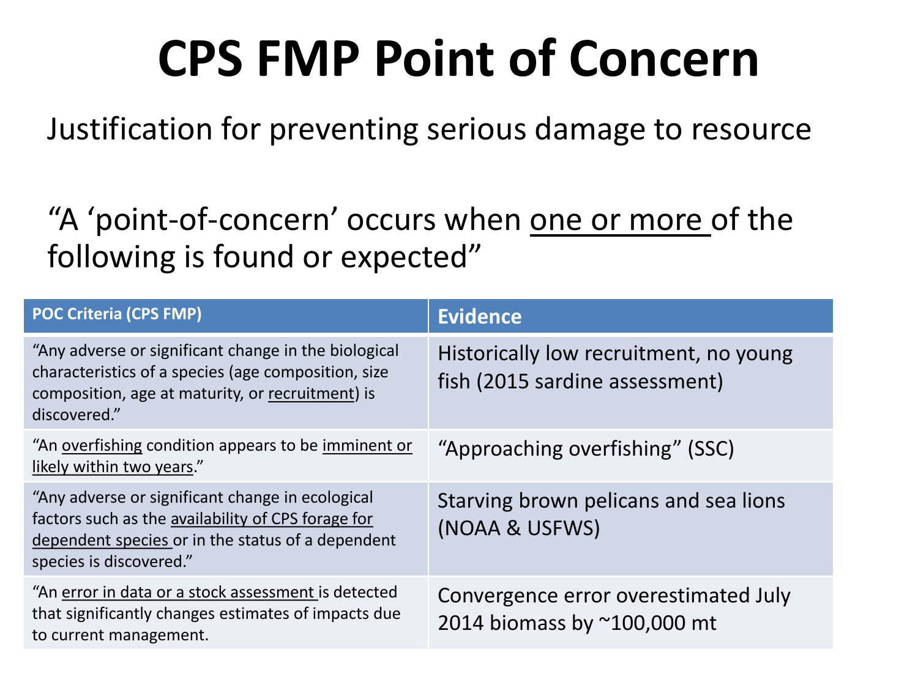# CPS FMP Point of Concern

Justification for preventing serious damage to resource

"A 'point-of-concern' occurs when one or more of the following is found or expected"

| POC Criteria (CPS FMP) | Evidence |
| --- | --- |
| "Any adverse or significant change in the biological characteristics of a species (age composition, size composition, age at maturity, or recruitment) is discovered." | Historically low recruitment, no young fish (2015 sardine assessment) |
| "An overfishing condition appears to be imminent or likely within two years." | "Approaching overfishing" (SSC) |
| "Any adverse or significant change in ecological factors such as the availability of CPS forage for dependent species or in the status of a dependent species is discovered." | Starving brown pelicans and sea lions (NOAA & USFWS) |
| "An error in data or a stock assessment is detected that significantly changes estimates of impacts due to current management. | Convergence error overestimated July 2014 biomass by ~100,000 mt |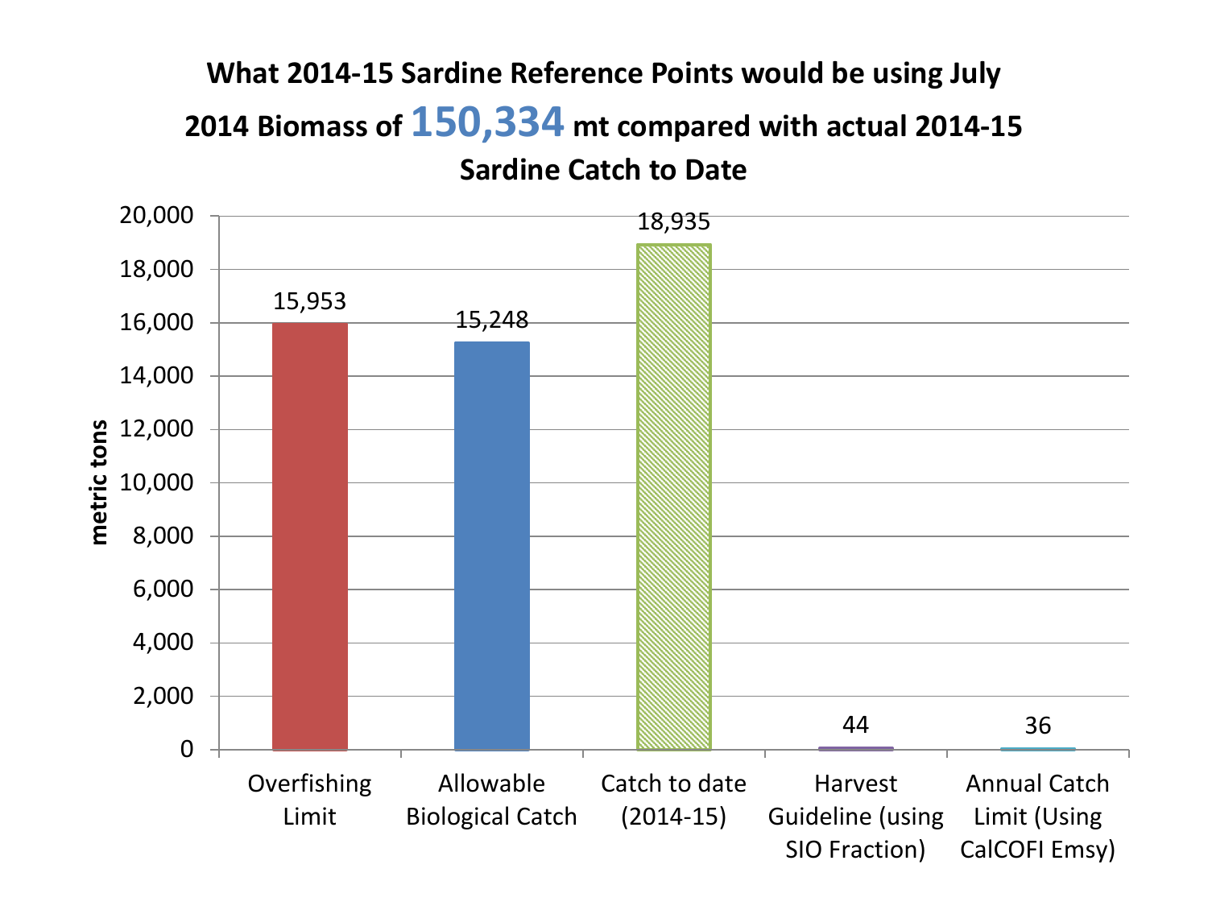## What 2014-15 Sardine Reference Points would be using July 2014 Biomass of **150,334** mt compared with actual 2014-15 Sardine Catch to Date

| Category | metric tons |
|---|---|
| Overfishing Limit | 15,953 |
| Allowable Biological Catch | 15,248 |
| Catch to date (2014-15) | 18,935 |
| Harvest Guideline (using SIO Fraction) | 44 |
| Annual Catch Limit (Using CalCOFI Emsy) | 36 |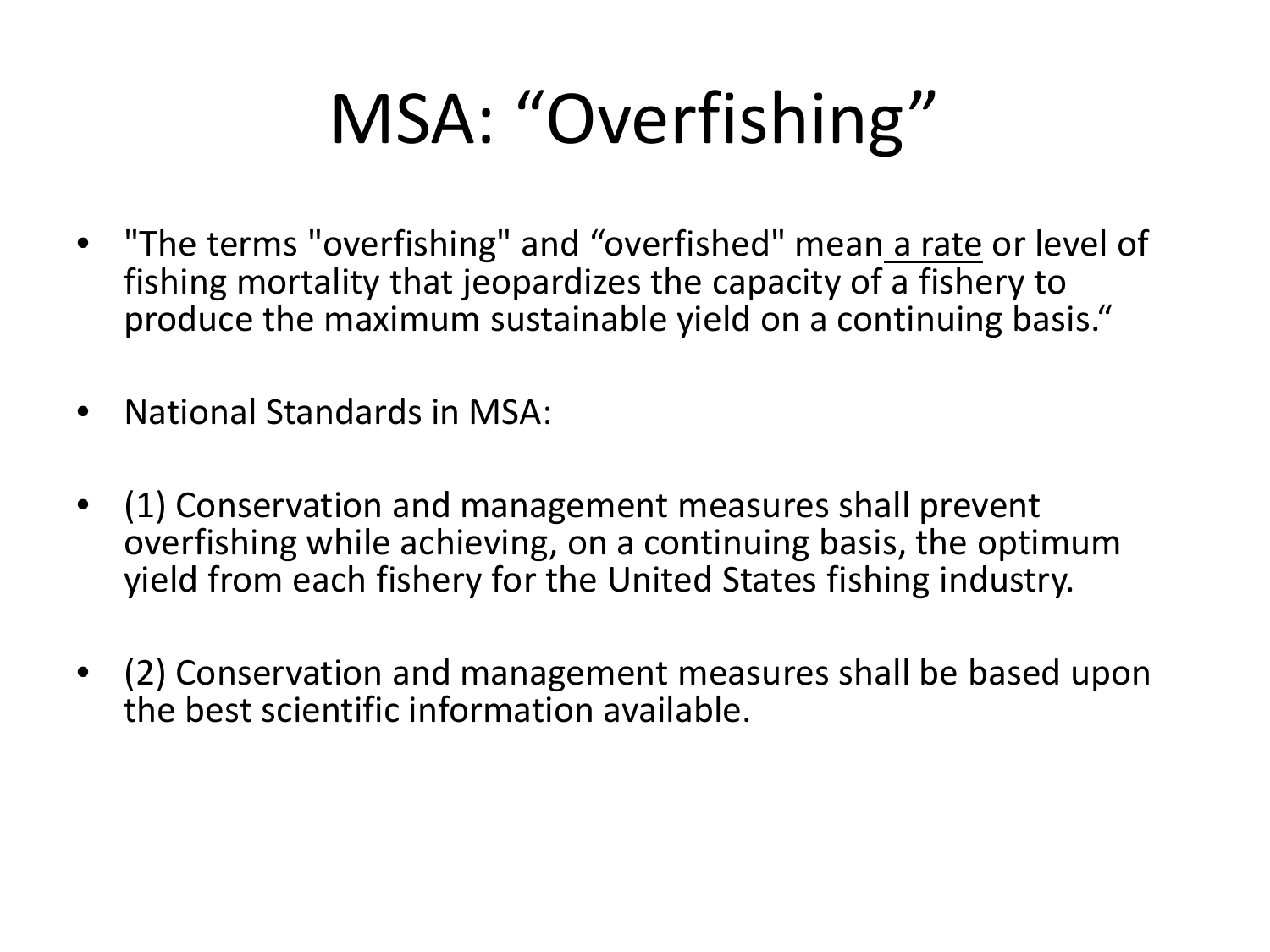# MSA: “Overfishing”

- "The terms "overfishing" and “overfished" mean <u>a rate</u> or level of fishing mortality that jeopardizes the capacity of a fishery to produce the maximum sustainable yield on a continuing basis.“
- National Standards in MSA:
- (1) Conservation and management measures shall prevent overfishing while achieving, on a continuing basis, the optimum yield from each fishery for the United States fishing industry.
- (2) Conservation and management measures shall be based upon the best scientific information available.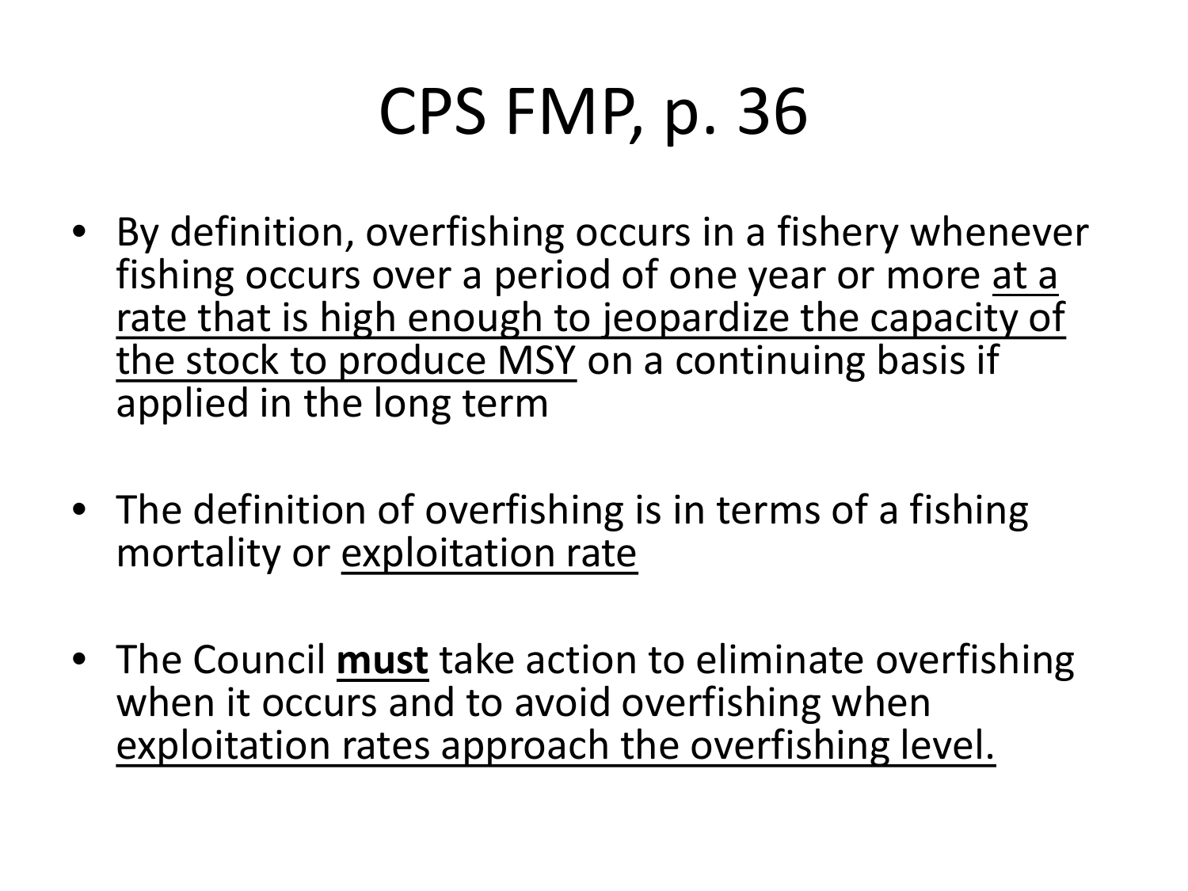# CPS FMP, p. 36

- By definition, overfishing occurs in a fishery whenever fishing occurs over a period of one year or more <u>at a rate that is high enough to jeopardize the capacity of the stock to produce MSY</u> on a continuing basis if applied in the long term

- The definition of overfishing is in terms of a fishing mortality or <u>exploitation rate</u>

- The Council **<u>must</u>** take action to eliminate overfishing when it occurs and to avoid overfishing when <u>exploitation rates approach the overfishing level.</u>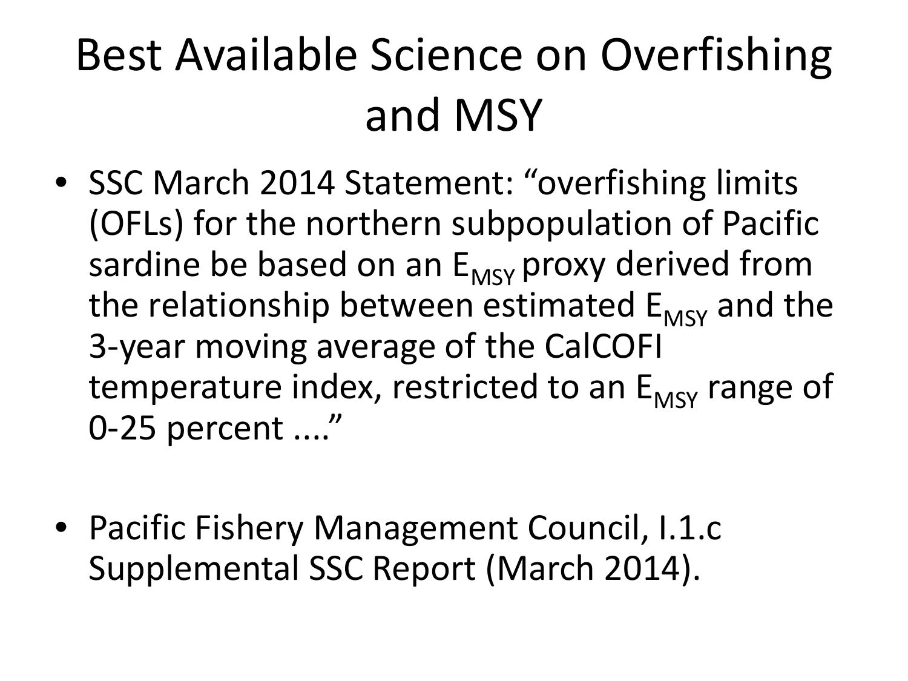# Best Available Science on Overfishing and MSY

- SSC March 2014 Statement: “overfishing limits (OFLs) for the northern subpopulation of Pacific sardine be based on an $E_{MSY}$ proxy derived from the relationship between estimated $E_{MSY}$ and the 3-year moving average of the CalCOFI temperature index, restricted to an $E_{MSY}$ range of 0-25 percent ....”

- Pacific Fishery Management Council, I.1.c Supplemental SSC Report (March 2014).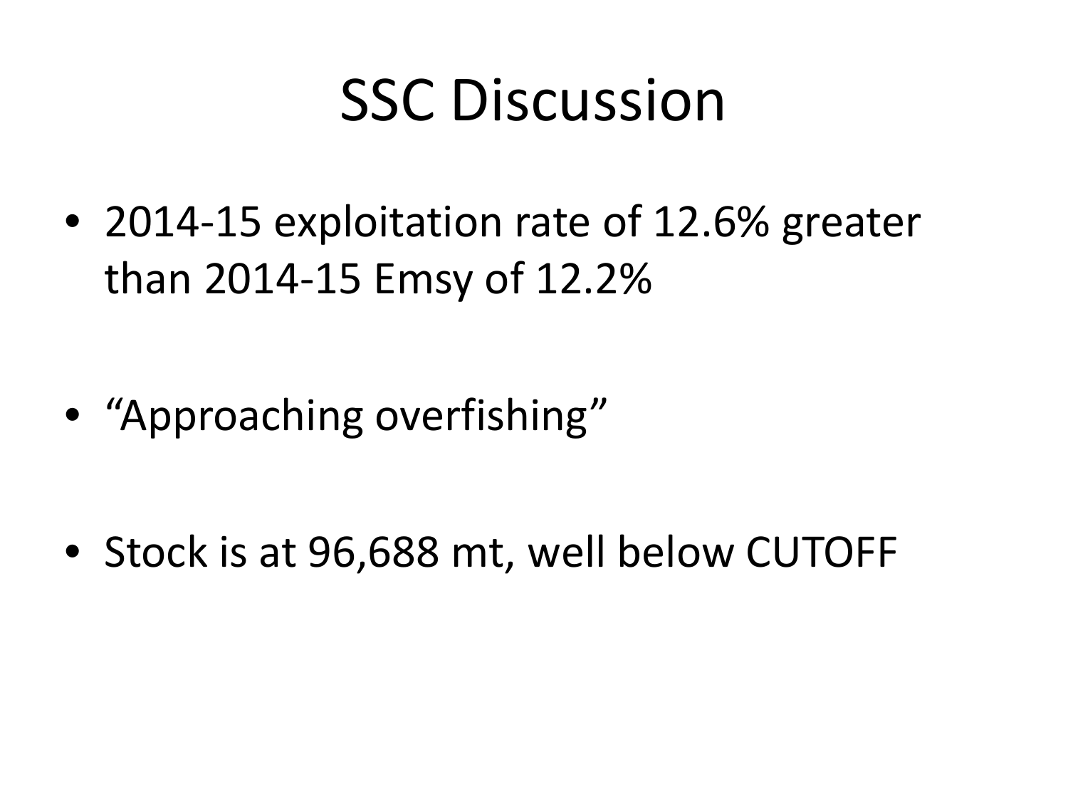# SSC Discussion

- 2014-15 exploitation rate of 12.6% greater than 2014-15 Emsy of 12.2%
- "Approaching overfishing"
- Stock is at 96,688 mt, well below CUTOFF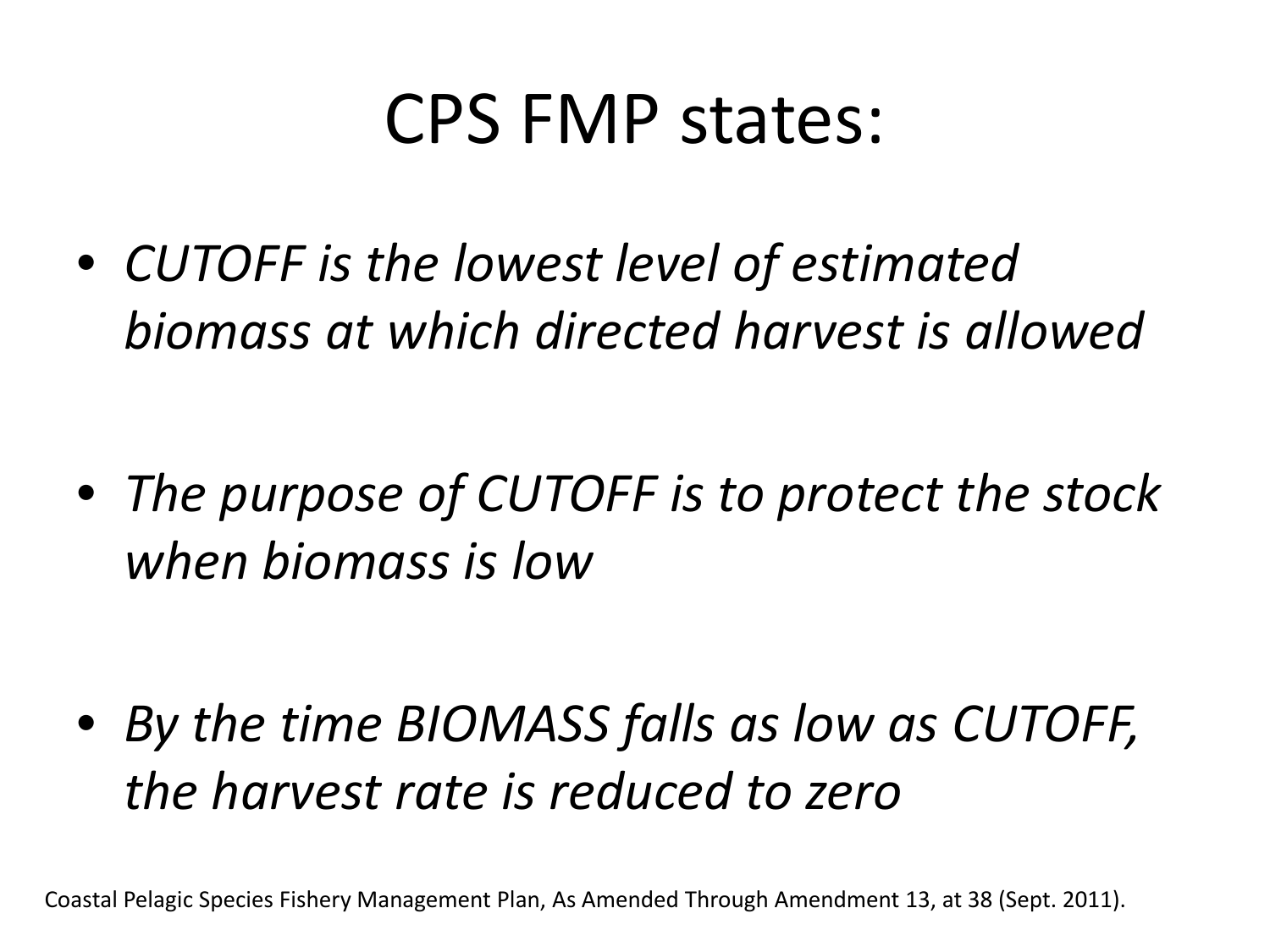# CPS FMP states:

- *CUTOFF is the lowest level of estimated biomass at which directed harvest is allowed*

- *The purpose of CUTOFF is to protect the stock when biomass is low*

- *By the time BIOMASS falls as low as CUTOFF, the harvest rate is reduced to zero*

Coastal Pelagic Species Fishery Management Plan, As Amended Through Amendment 13, at 38 (Sept. 2011).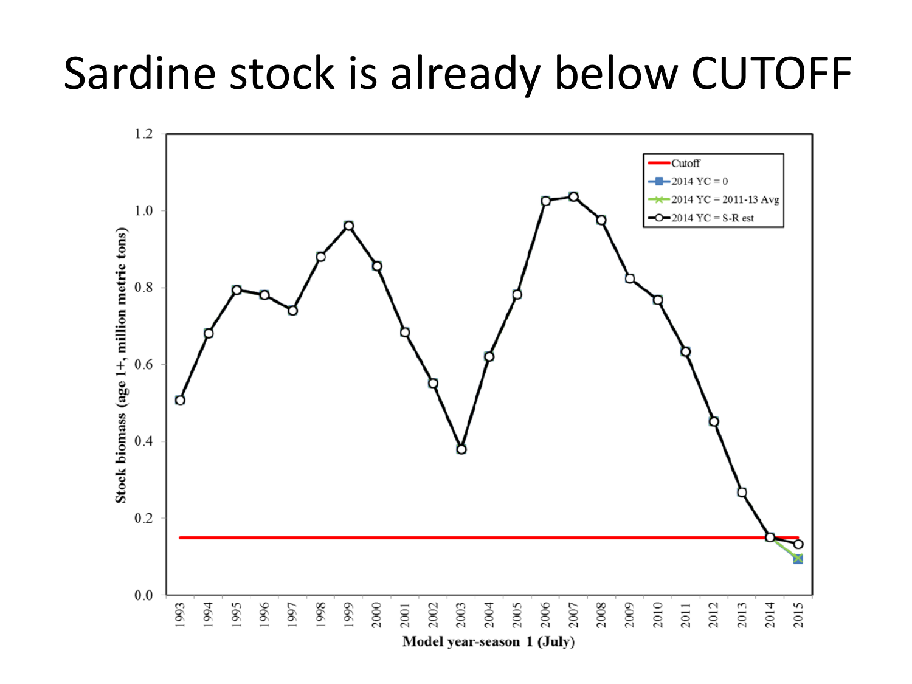# Sardine stock is already below CUTOFF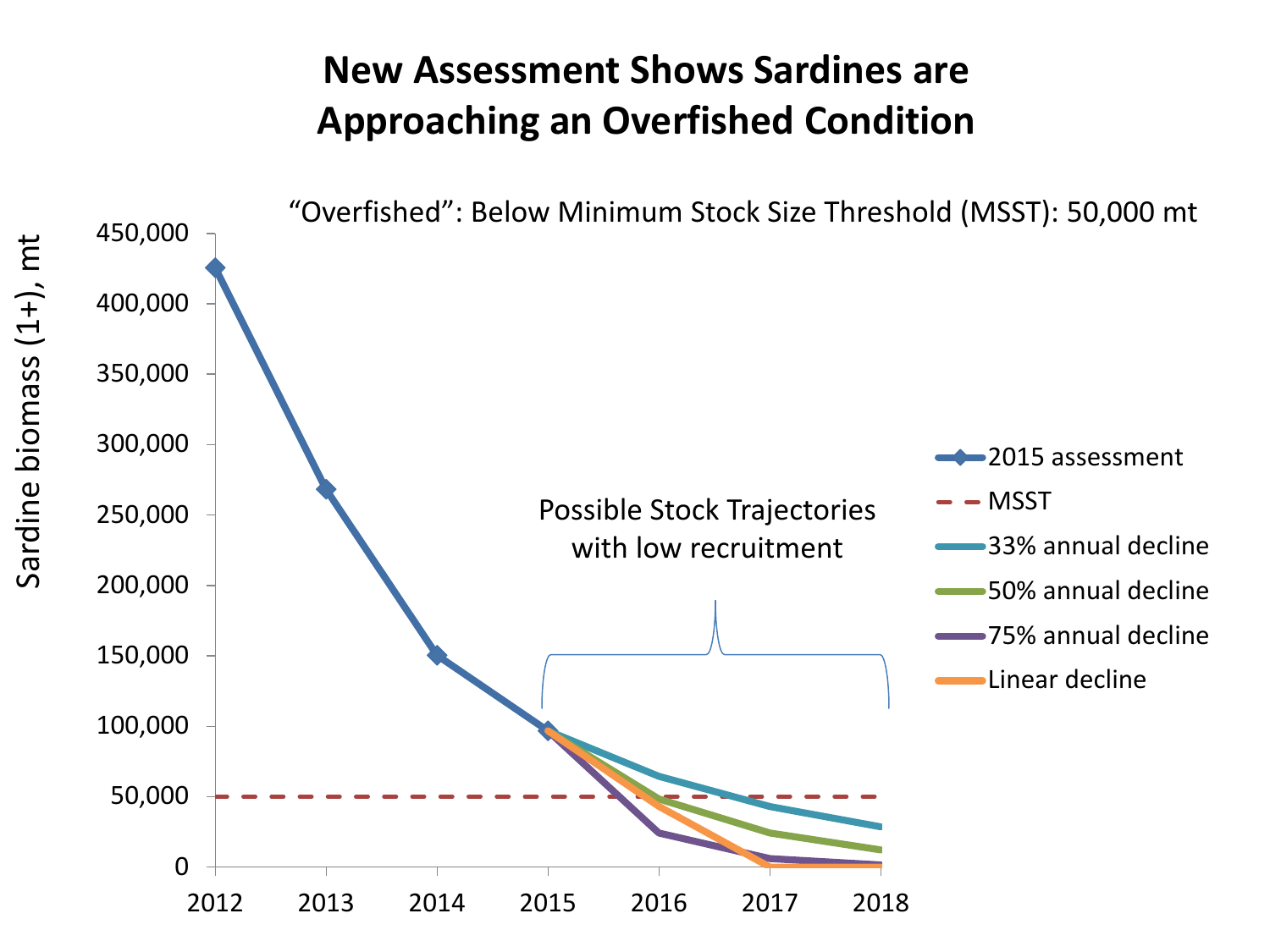# New Assessment Shows Sardines are Approaching an Overfished Condition

"Overfished": Below Minimum Stock Size Threshold (MSST): 50,000 mt

Sardine biomass (1+), mt

Possible Stock Trajectories with low recruitment

- 2015 assessment
- MSST
- 33% annual decline
- 50% annual decline
- 75% annual decline
- Linear decline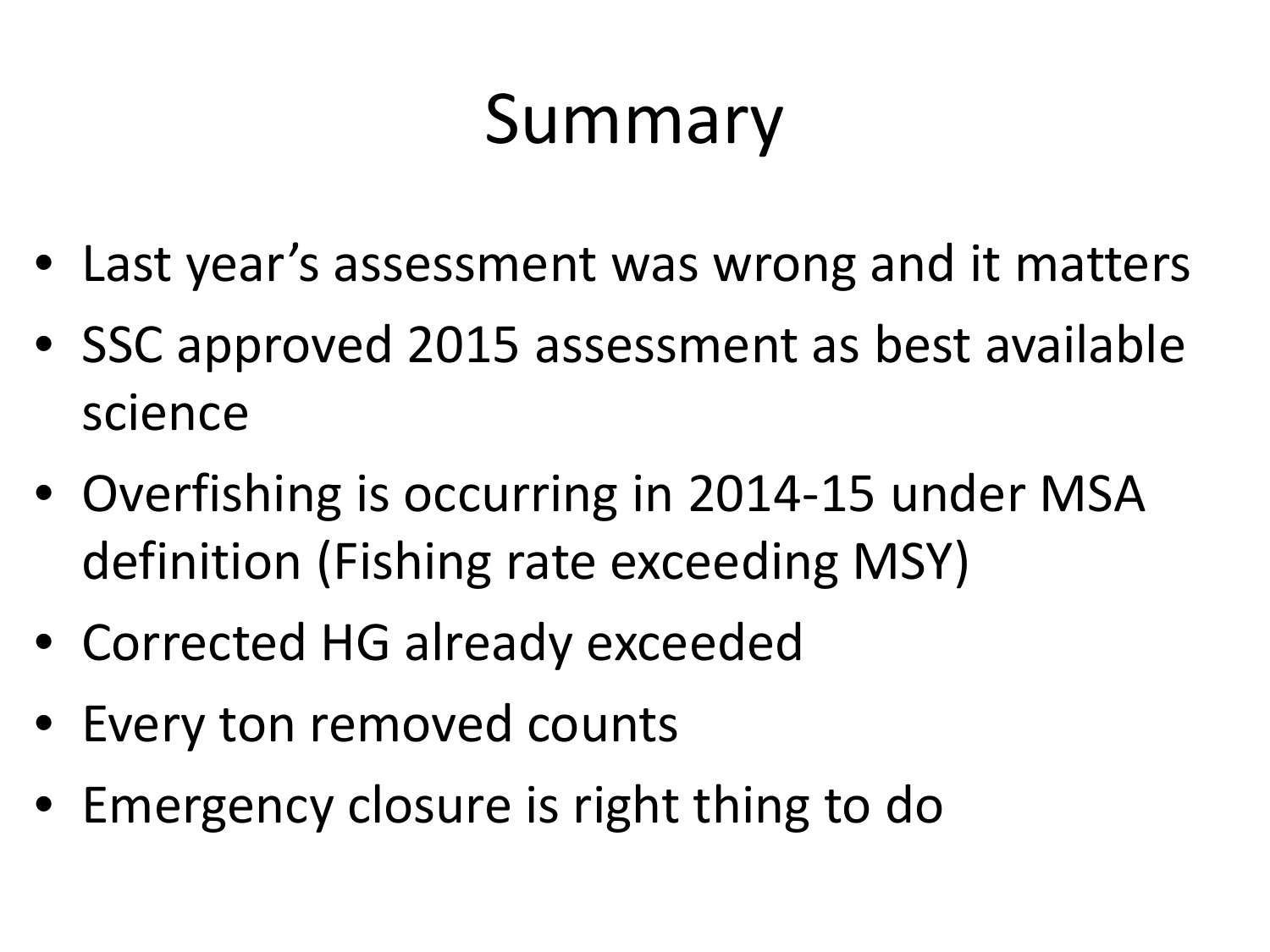# Summary

- Last year's assessment was wrong and it matters
- SSC approved 2015 assessment as best available science
- Overfishing is occurring in 2014-15 under MSA definition (Fishing rate exceeding MSY)
- Corrected HG already exceeded
- Every ton removed counts
- Emergency closure is right thing to do